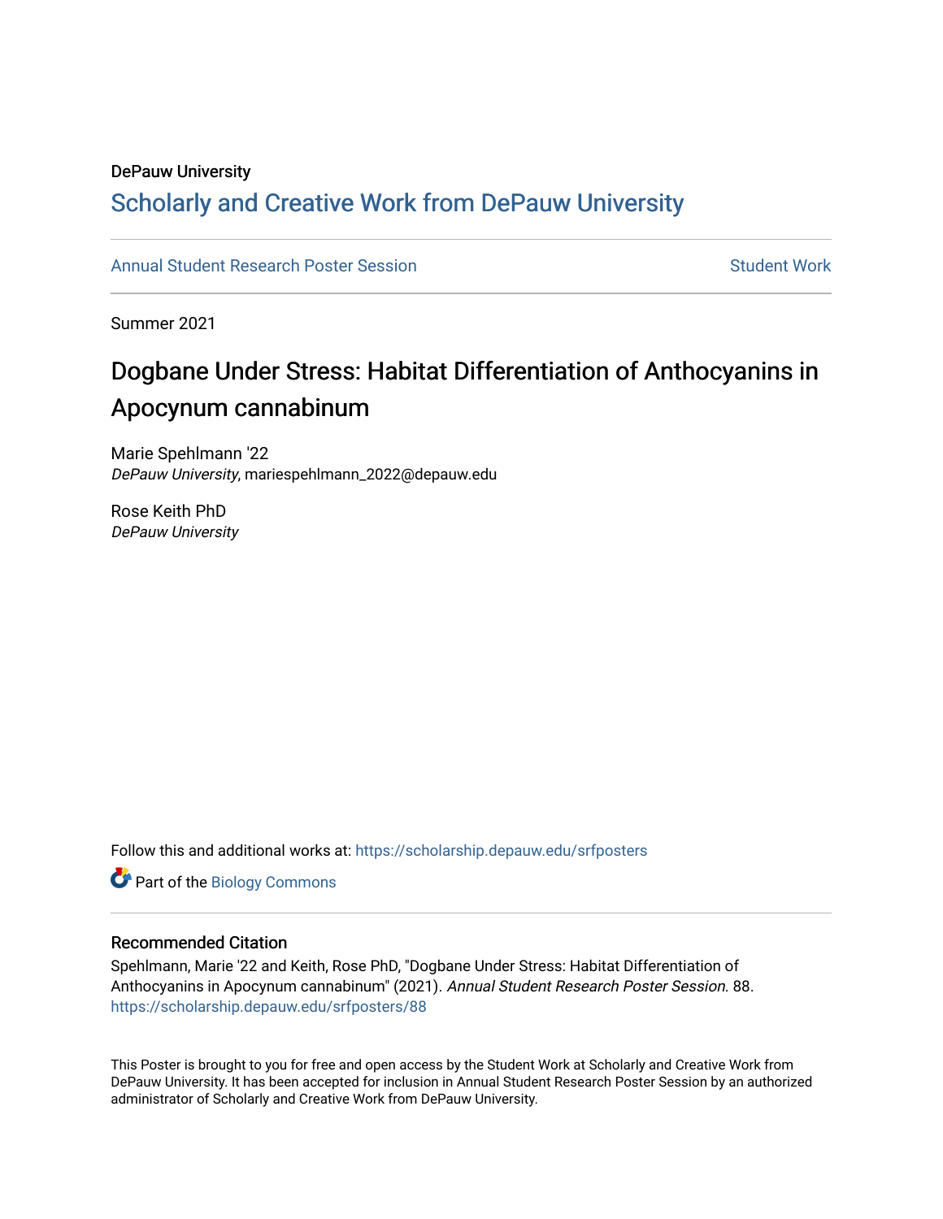DePauw University

## Scholarly and Creative Work from DePauw University

Annual Student Research Poster Session | Student Work

Summer 2021

# Dogbane Under Stress: Habitat Differentiation of Anthocyanins in Apocynum cannabinum

Marie Spehlmann '22
*DePauw University*, mariespehlmann_2022@depauw.edu

Rose Keith PhD
*DePauw University*

Follow this and additional works at: https://scholarship.depauw.edu/srfposters

Part of the Biology Commons

### Recommended Citation

Spehlmann, Marie '22 and Keith, Rose PhD, "Dogbane Under Stress: Habitat Differentiation of Anthocyanins in Apocynum cannabinum" (2021). *Annual Student Research Poster Session*. 88.
https://scholarship.depauw.edu/srfposters/88

This Poster is brought to you for free and open access by the Student Work at Scholarly and Creative Work from DePauw University. It has been accepted for inclusion in Annual Student Research Poster Session by an authorized administrator of Scholarly and Creative Work from DePauw University.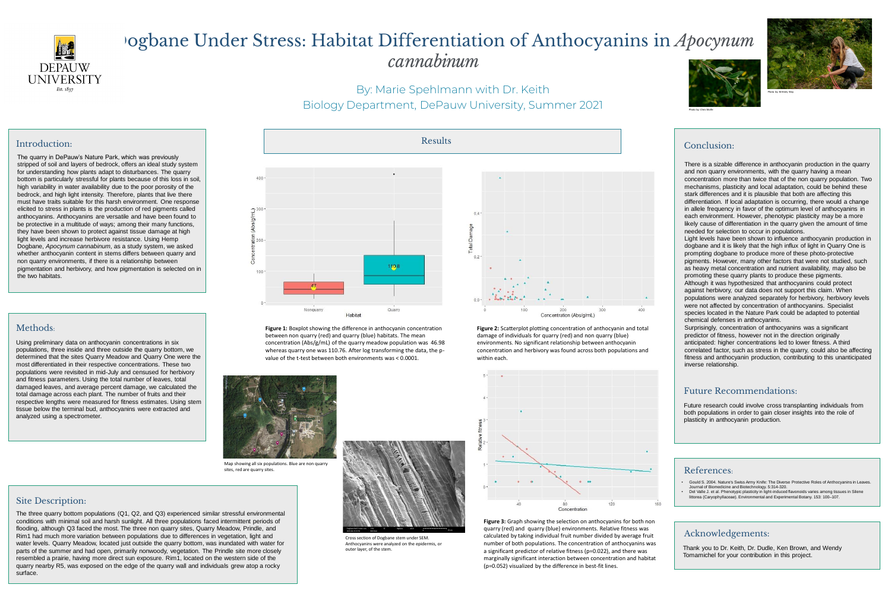# Dogbane Under Stress: Habitat Differentiation of Anthocyanins in *Apocynum cannabinum*

DEPAUW UNIVERSITY Est. 1837

By: Marie Spehlmann with Dr. Keith

Biology Department, DePauw University, Summer 2021

Photo by: Chris Wolfe

Photo by: Brittany Way

## Introduction:

The quarry in DePauw's Nature Park, which was previously stripped of soil and layers of bedrock, offers an ideal study system for understanding how plants adapt to disturbances. The quarry bottom is particularly stressful for plants because of this loss in soil, high variability in water availability due to the poor porosity of the bedrock, and high light intensity. Therefore, plants that live there must have traits suitable for this harsh environment. One response elicited to stress in plants is the production of red pigments called anthocyanins. Anthocyanins are versatile and have been found to be protective in a multitude of ways; among their many functions, they have been shown to protect against tissue damage at high light levels and increase herbivore resistance. Using Hemp Dogbane, *Apocynum cannabinum*, as a study system, we asked whether anthocyanin content in stems differs between quarry and non quarry environments, if there is a relationship between pigmentation and herbivory, and how pigmentation is selected on in the two habitats.

## Methods:

Using preliminary data on anthocyanin concentrations in six populations, three inside and three outside the quarry bottom, we determined that the sites Quarry Meadow and Quarry One were the most differentiated in their respective concentrations. These two populations were revisited in mid-July and censused for herbivory and fitness parameters. Using the total number of leaves, total damaged leaves, and average percent damage, we calculated the total damage across each plant. The number of fruits and their respective lengths were measured for fitness estimates. Using stem tissue below the terminal bud, anthocyanins were extracted and analyzed using a spectrometer.

## Site Description:

The three quarry bottom populations (Q1, Q2, and Q3) experienced similar stressful environmental conditions with minimal soil and harsh sunlight. All three populations faced intermittent periods of flooding, although Q3 faced the most. The three non quarry sites, Quarry Meadow, Prindle, and Rim1 had much more variation between populations due to differences in vegetation, light and water levels. Quarry Meadow, located just outside the quarry bottom, was inundated with water for parts of the summer and had open, primarily nonwoody, vegetation. The Prindle site more closely resembled a prairie, having more direct sun exposure. Rim1, located on the western side of the quarry nearby R5, was exposed on the edge of the quarry wall and individuals grew atop a rocky surface.

## Results

Concentration (Abs/g/mL)

Habitat

Nonquarry

Quarry

47

110.8

**Figure 1:** Boxplot showing the difference in anthocyanin concentration between non quarry (red) and quarry (blue) habitats. The mean concentration (Abs/g/mL) of the quarry meadow population was 46.98 whereas quarry one was 110.76. After log transforming the data, the p-value of the t-test between both environments was < 0.0001.

Total Damage

Concentration (Abs/g/mL)

**Figure 2:** Scatterplot plotting concentration of anthocyanin and total damage of individuals for quarry (red) and non quarry (blue) environments. No significant relationship between anthocyanin concentration and herbivory was found across both populations and within each.

Map showing all six populations. Blue are non quarry sites, red are quarry sites.

Cross section of Dogbane stem under SEM. Anthocyanins were analyzed on the epidermis, or outer layer, of the stem.

Relative fitness

Concentration

**Figure 3:** Graph showing the selection on anthocyanins for both non quarry (red) and quarry (blue) environments. Relative fitness was calculated by taking individual fruit number divided by average fruit number of both populations. The concentration of anthocyanins was a significant predictor of relative fitness (p=0.022), and there was marginally significant interaction between concentration and habitat (p=0.052) visualized by the difference in best-fit lines.

## Conclusion:

There is a sizable difference in anthocyanin production in the quarry and non quarry environments, with the quarry having a mean concentration more than twice that of the non quarry population. Two mechanisms, plasticity and local adaptation, could be behind these stark differences and it is plausible that both are affecting this differentiation. If local adaptation is occurring, there would a change in allele frequency in favor of the optimum level of anthocyanins in each environment. However, phenotypic plasticity may be a more likely cause of differentiation in the quarry given the amount of time needed for selection to occur in populations.

Light levels have been shown to influence anthocyanin production in dogbane and it is likely that the high influx of light in Quarry One is prompting dogbane to produce more of these photo-protective pigments. However, many other factors that were not studied, such as heavy metal concentration and nutrient availability, may also be promoting these quarry plants to produce these pigments.

Although it was hypothesized that anthocyanins could protect against herbivory, our data does not support this claim. When populations were analyzed separately for herbivory, herbivory levels were not affected by concentration of anthocyanins. Specialist species located in the Nature Park could be adapted to potential chemical defenses in anthocyanins.

Surprisingly, concentration of anthocyanins was a significant predictor of fitness, however not in the direction originally anticipated: higher concentrations led to lower fitness. A third correlated factor, such as stress in the quarry, could also be affecting fitness and anthocyanin production, contributing to this unanticipated inverse relationship.

## Future Recommendations:

Future research could involve cross transplanting individuals from both populations in order to gain closer insights into the role of plasticity in anthocyanin production.

## References:

- Gould S. 2004. Nature's Swiss Army Knife: The Diverse Protective Roles of Anthocyanins in Leaves. Journal of Biomedicine and Biotechnology. 5:314-320.
- Del Valle J. et al. Phenotypic plasticity in light-induced flavonoids varies among tissues in Silene littorea (Caryophyllaceae). Environmental and Experimental Botany. 153: 100–107.

## Acknowledgements:

Thank you to Dr. Keith, Dr. Dudle, Ken Brown, and Wendy Tomamichel for your contribution in this project.